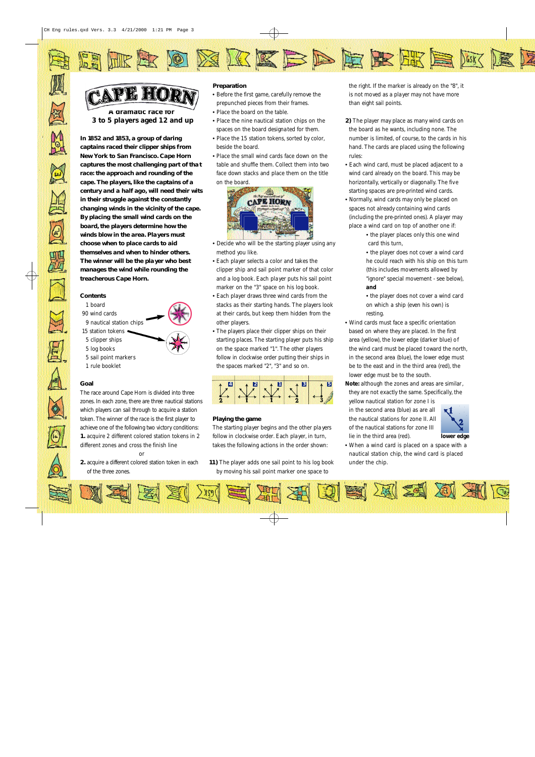# CAPE HORN

A dramatic race for
3 to 5 players aged 12 and up

**In 1852 and 1853, a group of daring captains raced their clipper ships from New York to San Francisco. Cape Horn captures the most challenging part of that race: the approach and rounding of the cape. The players, like the captains of a century and a half ago, will need their wits in their struggle against the constantly changing winds in the vicinity of the cape. By placing the small wind cards on the board, the players determine how the winds blow in the area. Players must choose when to place cards to aid themselves and when to hinder others. The winner will be the player who best manages the wind while rounding the treacherous Cape Horn.**

## Contents

- 1 board
- 90 wind cards
- 9 nautical station chips
- 15 station tokens
- 5 clipper ships
- 5 log books
- 5 sail point markers
- 1 rule booklet

## Goal

The race around Cape Horn is divided into three zones. In each zone, there are three nautical stations which players can sail through to acquire a station token. The winner of the race is the first player to achieve one of the following two victory conditions:

**1.** acquire 2 different colored station tokens in 2 different zones and cross the finish line

or

**2.** acquire a different colored station token in each of the three zones.

## Preparation

- Before the first game, carefully remove the prepunched pieces from their frames.
- Place the board on the table.
- Place the nine nautical station chips on the spaces on the board designated for them.
- Place the 15 station tokens, sorted by color, beside the board.
- Place the small wind cards face down on the table and shuffle them. Collect them into two face down stacks and place them on the title on the board.
- Decide who will be the starting player using any method you like.
- Each player selects a color and takes the clipper ship and sail point marker of that color and a log book. Each player puts his sail point marker on the "3" space on his log book.
- Each player draws three wind cards from the stacks as their starting hands. The players look at their cards, but keep them hidden from the other players.
- The players place their clipper ships on their starting places. The starting player puts his ship on the space marked "1". The other players follow in clockwise order putting their ships in the spaces marked "2", "3" and so on.

## Playing the game

The starting player begins and the other players follow in clockwise order. Each player, in turn, takes the following actions in the order shown:

**1)** The player adds one sail point to his log book by moving his sail point marker one space to the right. If the marker is already on the "8", it is not moved as a player may not have more than eight sail points.

**2)** The player may place as many wind cards on the board as he wants, including none. The number is limited, of course, to the cards in his hand. The cards are placed using the following rules:

- Each wind card, must be placed adjacent to a wind card already on the board. This may be horizontally, vertically or diagonally. The five starting spaces are pre-printed wind cards.
- Normally, wind cards may only be placed on spaces not already containing wind cards (including the pre-printed ones). A player may place a wind card on top of another one if:
  - the player places only this one wind card this turn,
  - the player does not cover a wind card he could reach with his ship on this turn (this includes movements allowed by "ignore" special movement - see below), **and**
  - the player does not cover a wind card on which a ship (even his own) is resting.
- Wind cards must face a specific orientation based on where they are placed. In the first area (yellow), the lower edge (darker blue) of the wind card must be placed toward the north, in the second area (blue), the lower edge must be to the east and in the third area (red), the lower edge must be to the south.

**Note:** although the zones and areas are similar, they are not exactly the same. Specifically, the yellow nautical station for zone I is in the second area (blue) as are all the nautical stations for zone II. All of the nautical stations for zone III lie in the third area (red).

lower edge

- When a wind card is placed on a space with a nautical station chip, the wind card is placed under the chip.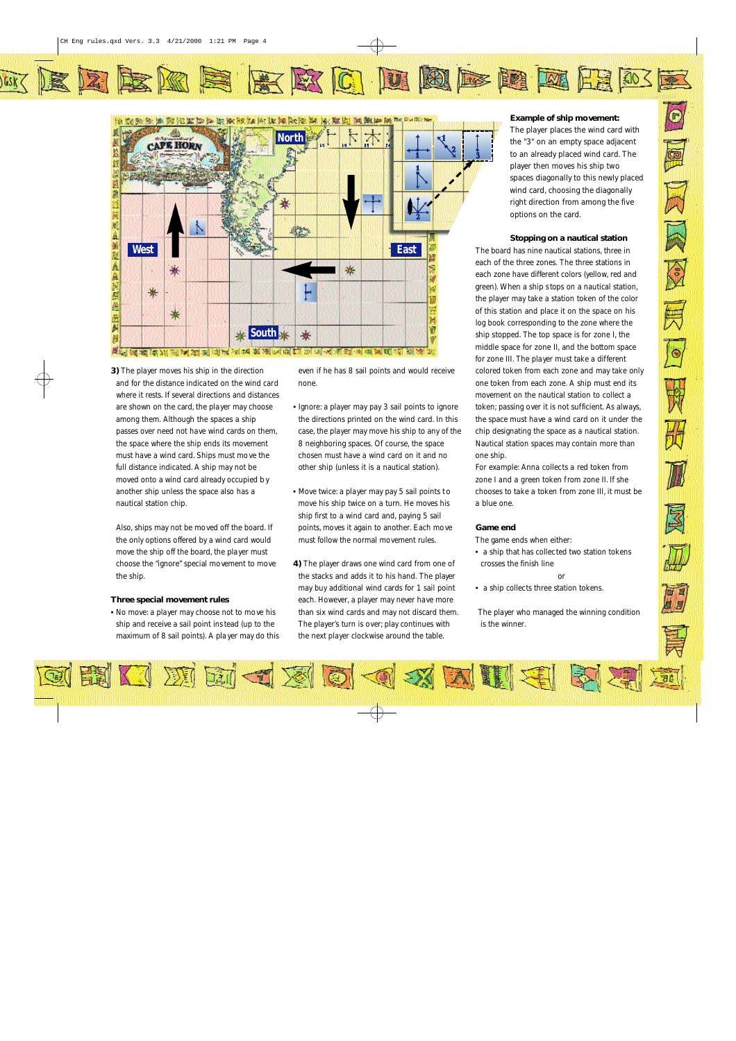**3)** The player moves his ship in the direction and for the distance indicated on the wind card where it rests. If several directions and distances are shown on the card, the player may choose among them. Although the spaces a ship passes over need not have wind cards on them, the space where the ship ends its movement must have a wind card. Ships must move the full distance indicated. A ship may not be moved onto a wind card already occupied by another ship unless the space also has a nautical station chip.

Also, ships may not be moved off the board. If the only options offered by a wind card would move the ship off the board, the player must choose the "ignore" special movement to move the ship.

### Three special movement rules

- No move: a player may choose not to move his ship and receive a sail point instead (up to the maximum of 8 sail points). A player may do this even if he has 8 sail points and would receive none.
- Ignore: a player may pay 3 sail points to ignore the directions printed on the wind card. In this case, the player may move his ship to any of the 8 neighboring spaces. Of course, the space chosen must have a wind card on it and no other ship (unless it is a nautical station).
- Move twice: a player may pay 5 sail points to move his ship twice on a turn. He moves his ship first to a wind card and, paying 5 sail points, moves it again to another. Each move must follow the normal movement rules.

**4)** The player draws one wind card from one of the stacks and adds it to his hand. The player may buy additional wind cards for 1 sail point each. However, a player may never have more than six wind cards and may not discard them. The player's turn is over; play continues with the next player clockwise around the table.

### Example of ship movement:

The player places the wind card with the "3" on an empty space adjacent to an already placed wind card. The player then moves his ship two spaces diagonally to this newly placed wind card, choosing the diagonally right direction from among the five options on the card.

### Stopping on a nautical station

The board has nine nautical stations, three in each of the three zones. The three stations in each zone have different colors (yellow, red and green). When a ship stops on a nautical station, the player may take a station token of the color of this station and place it on the space on his log book corresponding to the zone where the ship stopped. The top space is for zone I, the middle space for zone II, and the bottom space for zone III. The player must take a different colored token from each zone and may take only one token from each zone. A ship must end its movement on the nautical station to collect a token; passing over it is not sufficient. As always, the space must have a wind card on it under the chip designating the space as a nautical station. Nautical station spaces may contain more than one ship.

For example: Anna collects a red token from zone I and a green token from zone II. If she chooses to take a token from zone III, it must be a blue one.

### Game end

The game ends when either:

- a ship that has collected two station tokens crosses the finish line

or

- a ship collects three station tokens.

The player who managed the winning condition is the winner.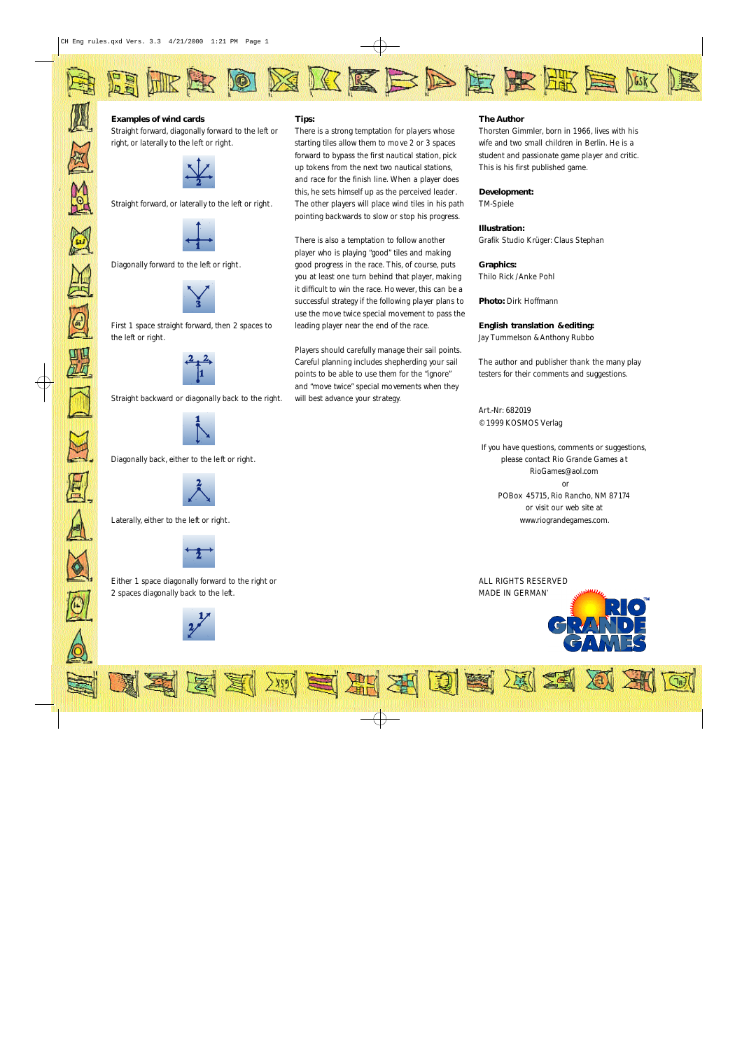### Examples of wind cards

Straight forward, diagonally forward to the left or right, or laterally to the left or right.

Straight forward, or laterally to the left or right.

Diagonally forward to the left or right.

First 1 space straight forward, then 2 spaces to the left or right.

Straight backward or diagonally back to the right.

Diagonally back, either to the left or right.

Laterally, either to the left or right.

Either 1 space diagonally forward to the right or 2 spaces diagonally back to the left.

### Tips:

There is a strong temptation for players whose starting tiles allow them to move 2 or 3 spaces forward to bypass the first nautical station, pick up tokens from the next two nautical stations, and race for the finish line. When a player does this, he sets himself up as the perceived leader. The other players will place wind tiles in his path pointing backwards to slow or stop his progress.

There is also a temptation to follow another player who is playing "good" tiles and making good progress in the race. This, of course, puts you at least one turn behind that player, making it difficult to win the race. However, this can be a successful strategy if the following player plans to use the move twice special movement to pass the leading player near the end of the race.

Players should carefully manage their sail points. Careful planning includes shepherding your sail points to be able to use them for the "ignore" and "move twice" special movements when they will best advance your strategy.

### The Author

Thorsten Gimmler, born in 1966, lives with his wife and two small children in Berlin. He is a student and passionate game player and critic. This is his first published game.

**Development:**
TM-Spiele

**Illustration:**
Grafik Studio Krüger: Claus Stephan

**Graphics:**
Thilo Rick / Anke Pohl

**Photo:** Dirk Hoffmann

**English translation & editing:**
Jay Tummelson & Anthony Rubbo

The author and publisher thank the many play testers for their comments and suggestions.

Art.-Nr: 682019
© 1999 KOSMOS Verlag

If you have questions, comments or suggestions, please contact Rio Grande Games at
RioGames@aol.com
or
PO Box 45715, Rio Rancho, NM 87174
or visit our web site at
www.riograndegames.com.

ALL RIGHTS RESERVED
MADE IN GERMANY

RIO GRANDE GAMES